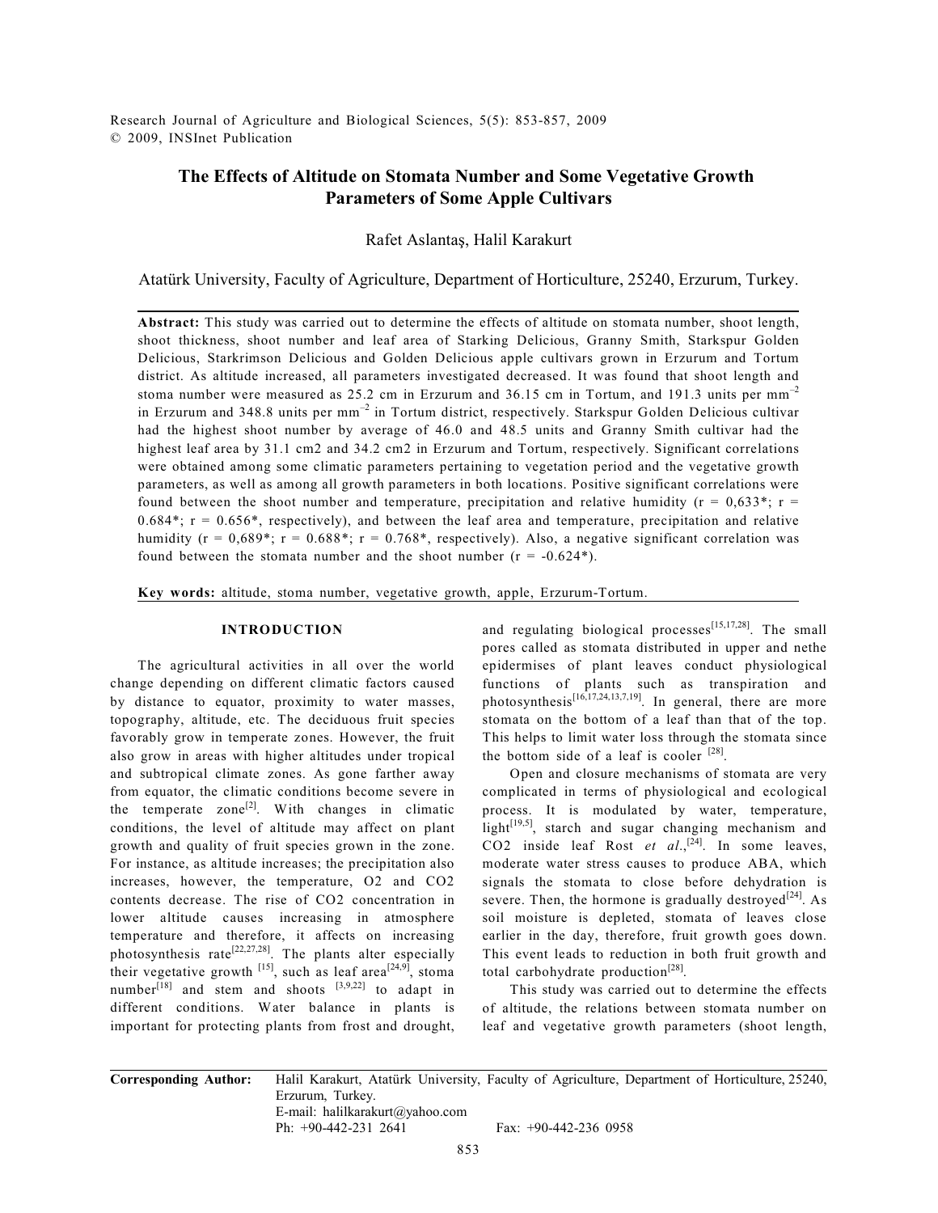# The Effects of Altitude on Stomata Number and Some Vegetative Growth Parameters of Some Apple Cultivars

Rafet Aslantaş, Halil Karakurt

Atatürk University, Faculty of Agriculture, Department of Horticulture, 25240, Erzurum, Turkey.

**Abstract:** This study was carried out to determine the effects of altitude on stomata number, shoot length, shoot thickness, shoot number and leaf area of Starking Delicious, Granny Smith, Starkspur Golden Delicious, Starkrimson Delicious and Golden Delicious apple cultivars grown in Erzurum and Tortum district. As altitude increased, all parameters investigated decreased. It was found that shoot length and stoma number were measured as 25.2 cm in Erzurum and 36.15 cm in Tortum, and 191.3 units per $mm^{-2}$ in Erzurum and 348.8 units per $mm^{-2}$ in Tortum district, respectively. Starkspur Golden Delicious cultivar had the highest shoot number by average of 46.0 and 48.5 units and Granny Smith cultivar had the highest leaf area by 31.1 cm2 and 34.2 cm2 in Erzurum and Tortum, respectively. Significant correlations were obtained among some climatic parameters pertaining to vegetation period and the vegetative growth parameters, as well as among all growth parameters in both locations. Positive significant correlations were found between the shoot number and temperature, precipitation and relative humidity (r = 0,633*; r = 0.684*; r = 0.656*, respectively), and between the leaf area and temperature, precipitation and relative humidity (r = 0,689*; r = 0.688*; r = 0.768*, respectively). Also, a negative significant correlation was found between the stomata number and the shoot number (r = -0.624*).

**Key words:** altitude, stoma number, vegetative growth, apple, Erzurum-Tortum.

## INTRODUCTION

The agricultural activities in all over the world change depending on different climatic factors caused by distance to equator, proximity to water masses, topography, altitude, etc. The deciduous fruit species favorably grow in temperate zones. However, the fruit also grow in areas with higher altitudes under tropical and subtropical climate zones. As gone farther away from equator, the climatic conditions become severe in the temperate zone[2]. With changes in climatic conditions, the level of altitude may affect on plant growth and quality of fruit species grown in the zone. For instance, as altitude increases; the precipitation also increases, however, the temperature, O2 and CO2 contents decrease. The rise of CO2 concentration in lower altitude causes increasing in atmosphere temperature and therefore, it affects on increasing photosynthesis rate[22,27,28]. The plants alter especially their vegetative growth [15], such as leaf area[24,9], stoma number[18] and stem and shoots [3,9,22] to adapt in different conditions. Water balance in plants is important for protecting plants from frost and drought, and regulating biological processes[15,17,28]. The small pores called as stomata distributed in upper and nethe epidermises of plant leaves conduct physiological functions of plants such as transpiration and photosynthesis[16,17,24,13,7,19]. In general, there are more stomata on the bottom of a leaf than that of the top. This helps to limit water loss through the stomata since the bottom side of a leaf is cooler [28].

Open and closure mechanisms of stomata are very complicated in terms of physiological and ecological process. It is modulated by water, temperature, light[19,5], starch and sugar changing mechanism and CO2 inside leaf Rost *et al*.,[24]. In some leaves, moderate water stress causes to produce ABA, which signals the stomata to close before dehydration is severe. Then, the hormone is gradually destroyed[24]. As soil moisture is depleted, stomata of leaves close earlier in the day, therefore, fruit growth goes down. This event leads to reduction in both fruit growth and total carbohydrate production[28].

This study was carried out to determine the effects of altitude, the relations between stomata number on leaf and vegetative growth parameters (shoot length,

**Corresponding Author:** Halil Karakurt, Atatürk University, Faculty of Agriculture, Department of Horticulture, 25240, Erzurum, Turkey.
E-mail: halilkarakurt@yahoo.com
Ph: +90-442-231 2641 Fax: +90-442-236 0958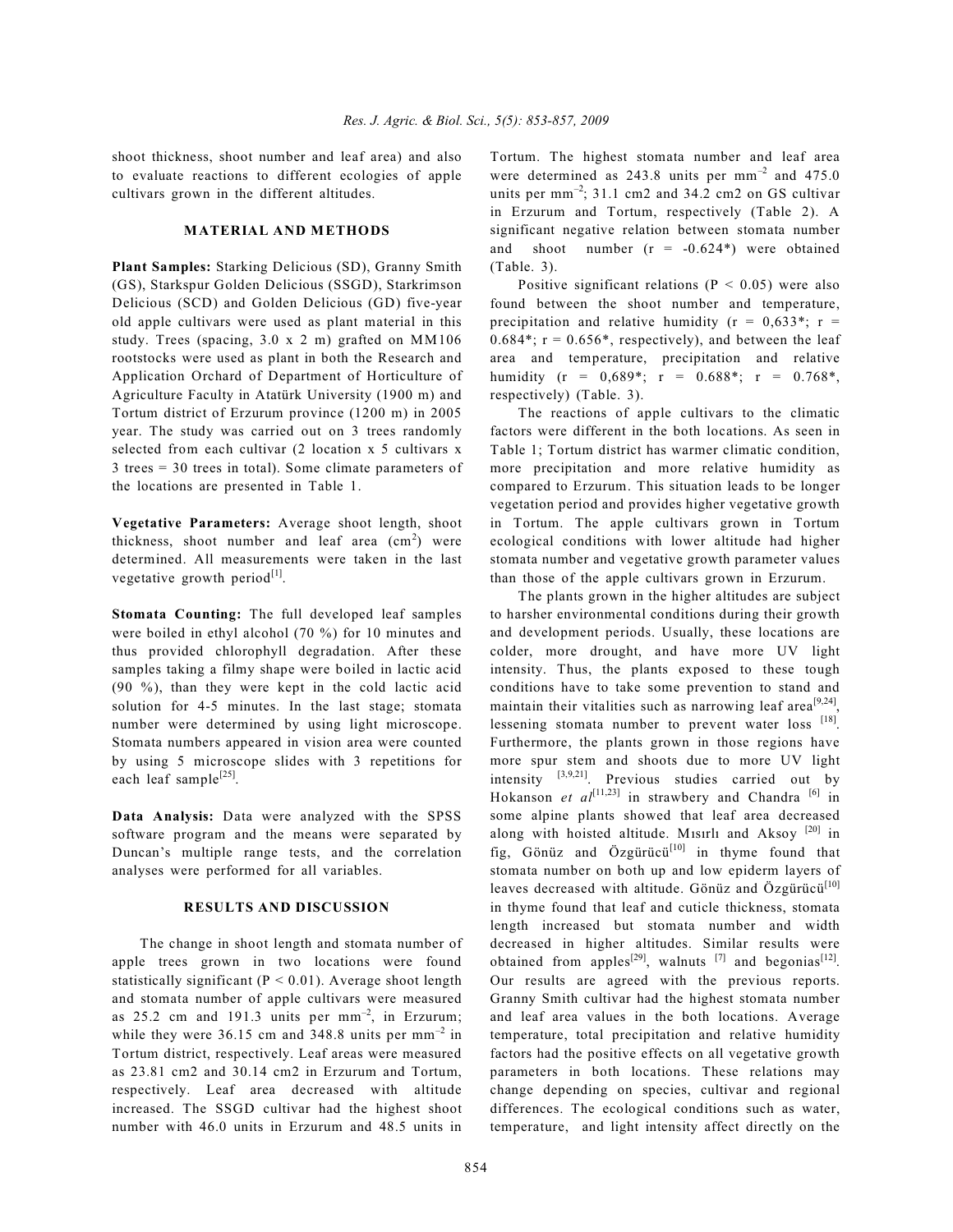shoot thickness, shoot number and leaf area) and also to evaluate reactions to different ecologies of apple cultivars grown in the different altitudes.

## MATERIAL AND METHODS

**Plant Samples:** Starking Delicious (SD), Granny Smith (GS), Starkspur Golden Delicious (SSGD), Starkrimson Delicious (SCD) and Golden Delicious (GD) five-year old apple cultivars were used as plant material in this study. Trees (spacing, 3.0 x 2 m) grafted on MM106 rootstocks were used as plant in both the Research and Application Orchard of Department of Horticulture of Agriculture Faculty in Atatürk University (1900 m) and Tortum district of Erzurum province (1200 m) in 2005 year. The study was carried out on 3 trees randomly selected from each cultivar (2 location x 5 cultivars x 3 trees = 30 trees in total). Some climate parameters of the locations are presented in Table 1.

**Vegetative Parameters:** Average shoot length, shoot thickness, shoot number and leaf area ($cm^2$) were determined. All measurements were taken in the last vegetative growth period[1].

**Stomata Counting:** The full developed leaf samples were boiled in ethyl alcohol (70 %) for 10 minutes and thus provided chlorophyll degradation. After these samples taking a filmy shape were boiled in lactic acid (90 %), than they were kept in the cold lactic acid solution for 4-5 minutes. In the last stage; stomata number were determined by using light microscope. Stomata numbers appeared in vision area were counted by using 5 microscope slides with 3 repetitions for each leaf sample[25].

**Data Analysis:** Data were analyzed with the SPSS software program and the means were separated by Duncan's multiple range tests, and the correlation analyses were performed for all variables.

## RESULTS AND DISCUSSION

The change in shoot length and stomata number of apple trees grown in two locations were found statistically significant ($P < 0.01$). Average shoot length and stomata number of apple cultivars were measured as 25.2 cm and 191.3 units per $mm^{-2}$, in Erzurum; while they were 36.15 cm and 348.8 units per $mm^{-2}$ in Tortum district, respectively. Leaf areas were measured as 23.81 cm2 and 30.14 cm2 in Erzurum and Tortum, respectively. Leaf area decreased with altitude increased. The SSGD cultivar had the highest shoot number with 46.0 units in Erzurum and 48.5 units in Tortum. The highest stomata number and leaf area were determined as 243.8 units per $mm^{-2}$ and 475.0 units per $mm^{-2}$; 31.1 cm2 and 34.2 cm2 on GS cultivar in Erzurum and Tortum, respectively (Table 2). A significant negative relation between stomata number and shoot number ($r = -0.624$*) were obtained (Table. 3).

Positive significant relations ($P < 0.05$) were also found between the shoot number and temperature, precipitation and relative humidity ($r = 0,633$*; $r = 0.684$*; $r = 0.656$*, respectively), and between the leaf area and temperature, precipitation and relative humidity ($r = 0,689$*; $r = 0.688$*; $r = 0.768$*, respectively) (Table. 3).

The reactions of apple cultivars to the climatic factors were different in the both locations. As seen in Table 1; Tortum district has warmer climatic condition, more precipitation and more relative humidity as compared to Erzurum. This situation leads to be longer vegetation period and provides higher vegetative growth in Tortum. The apple cultivars grown in Tortum ecological conditions with lower altitude had higher stomata number and vegetative growth parameter values than those of the apple cultivars grown in Erzurum.

The plants grown in the higher altitudes are subject to harsher environmental conditions during their growth and development periods. Usually, these locations are colder, more drought, and have more UV light intensity. Thus, the plants exposed to these tough conditions have to take some prevention to stand and maintain their vitalities such as narrowing leaf area[9,24], lessening stomata number to prevent water loss [18]. Furthermore, the plants grown in those regions have more spur stem and shoots due to more UV light intensity [3,9,21]. Previous studies carried out by Hokanson *et al*[11,23] in strawbery and Chandra [6] in some alpine plants showed that leaf area decreased along with hoisted altitude. Mısırlı and Aksoy [20] in fig, Gönüz and Özgürücü[10] in thyme found that stomata number on both up and low epiderm layers of leaves decreased with altitude. Gönüz and Özgürücü[10] in thyme found that leaf and cuticle thickness, stomata length increased but stomata number and width decreased in higher altitudes. Similar results were obtained from apples[29], walnuts [7] and begonias[12]. Our results are agreed with the previous reports. Granny Smith cultivar had the highest stomata number and leaf area values in the both locations. Average temperature, total precipitation and relative humidity factors had the positive effects on all vegetative growth parameters in both locations. These relations may change depending on species, cultivar and regional differences. The ecological conditions such as water, temperature, and light intensity affect directly on the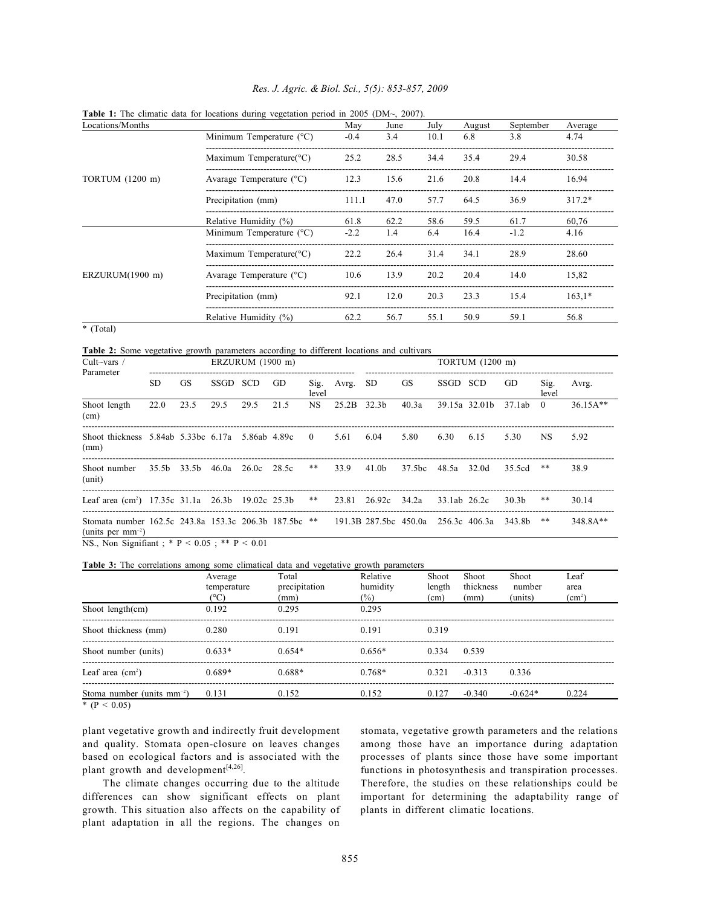**Table 1:** The climatic data for locations during vegetation period in 2005 (DM~, 2007).

| Locations/Months | | May | June | July | August | September | Average |
|---|---|---|---|---|---|---|---|
| TORTUM (1200 m) | Minimum Temperature (°C) | -0.4 | 3.4 | 10.1 | 6.8 | 3.8 | 4.74 |
| | Maximum Temperature(°C) | 25.2 | 28.5 | 34.4 | 35.4 | 29.4 | 30.58 |
| | Avarage Temperature (°C) | 12.3 | 15.6 | 21.6 | 20.8 | 14.4 | 16.94 |
| | Precipitation (mm) | 111.1 | 47.0 | 57.7 | 64.5 | 36.9 | 317.2* |
| | Relative Humidity (%) | 61.8 | 62.2 | 58.6 | 59.5 | 61.7 | 60,76 |
| ERZURUM(1900 m) | Minimum Temperature (°C) | -2.2 | 1.4 | 6.4 | 16.4 | -1.2 | 4.16 |
| | Maximum Temperature(°C) | 22.2 | 26.4 | 31.4 | 34.1 | 28.9 | 28.60 |
| | Avarage Temperature (°C) | 10.6 | 13.9 | 20.2 | 20.4 | 14.0 | 15,82 |
| | Precipitation (mm) | 92.1 | 12.0 | 20.3 | 23.3 | 15.4 | 163,1* |
| | Relative Humidity (%) | 62.2 | 56.7 | 55.1 | 50.9 | 59.1 | 56.8 |

* (Total)

**Table 2:** Some vegetative growth parameters according to different locations and cultivars

| Cult~vars / Parameter | ERZURUM (1900 m) | | | | | | | TORTUM (1200 m) | | | | | | |
|---|---|---|---|---|---|---|---|---|---|---|---|---|---|---|
| | SD | GS | SSGD | SCD | GD | Sig. level | Avrg. | SD | GS | SSGD | SCD | GD | Sig. level | Avrg. |
| Shoot length (cm) | 22.0 | 23.5 | 29.5 | 29.5 | 21.5 | NS | 25.2B | 32.3b | 40.3a | 39.15a | 32.01b | 37.1ab | 0 | 36.15A** |
| Shoot thickness (mm) | 5.84ab | 5.33bc | 6.17a | 5.86ab | 4.89c | 0 | 5.61 | 6.04 | 5.80 | 6.30 | 6.15 | 5.30 | NS | 5.92 |
| Shoot number (unit) | 35.5b | 33.5b | 46.0a | 26.0c | 28.5c | ** | 33.9 | 41.0b | 37.5bc | 48.5a | 32.0d | 35.5cd | ** | 38.9 |
| Leaf area (cm²) | 17.35c | 31.1a | 26.3b | 19.02c | 25.3b | ** | 23.81 | 26.92c | 34.2a | 33.1ab | 26.2c | 30.3b | ** | 30.14 |
| Stomata number (units per mm⁻²) | 162.5c | 243.8a | 153.3c | 206.3b | 187.5bc | ** | 191.3B | 287.5bc | 450.0a | 256.3c | 406.3a | 343.8b | ** | 348.8A** |

NS., Non Signifiant ; * $P < 0.05$ ; ** $P < 0.01$

**Table 3:** The correlations among some climatical data and vegetative growth parameters

| | Average temperature (°C) | Total precipitation (mm) | Relative humidity (%) | Shoot length (cm) | Shoot thickness (mm) | Shoot number (units) | Leaf area (cm²) |
|---|---|---|---|---|---|---|---|
| Shoot length(cm) | 0.192 | 0.295 | 0.295 | | | | |
| Shoot thickness (mm) | 0.280 | 0.191 | 0.191 | 0.319 | | | |
| Shoot number (units) | 0.633* | 0.654* | 0.656* | 0.334 | 0.539 | | |
| Leaf area (cm²) | 0.689* | 0.688* | 0.768* | 0.321 | -0.313 | 0.336 | |
| Stoma number (units mm⁻²) | 0.131 | 0.152 | 0.152 | 0.127 | -0.340 | -0.624* | 0.224 |

* ($P < 0.05$)

plant vegetative growth and indirectly fruit development and quality. Stomata open-closure on leaves changes based on ecological factors and is associated with the plant growth and development[4,26].

The climate changes occurring due to the altitude differences can show significant effects on plant growth. This situation also affects on the capability of plant adaptation in all the regions. The changes on stomata, vegetative growth parameters and the relations among those have an importance during adaptation processes of plants since those have some important functions in photosynthesis and transpiration processes. Therefore, the studies on these relationships could be important for determining the adaptability range of plants in different climatic locations.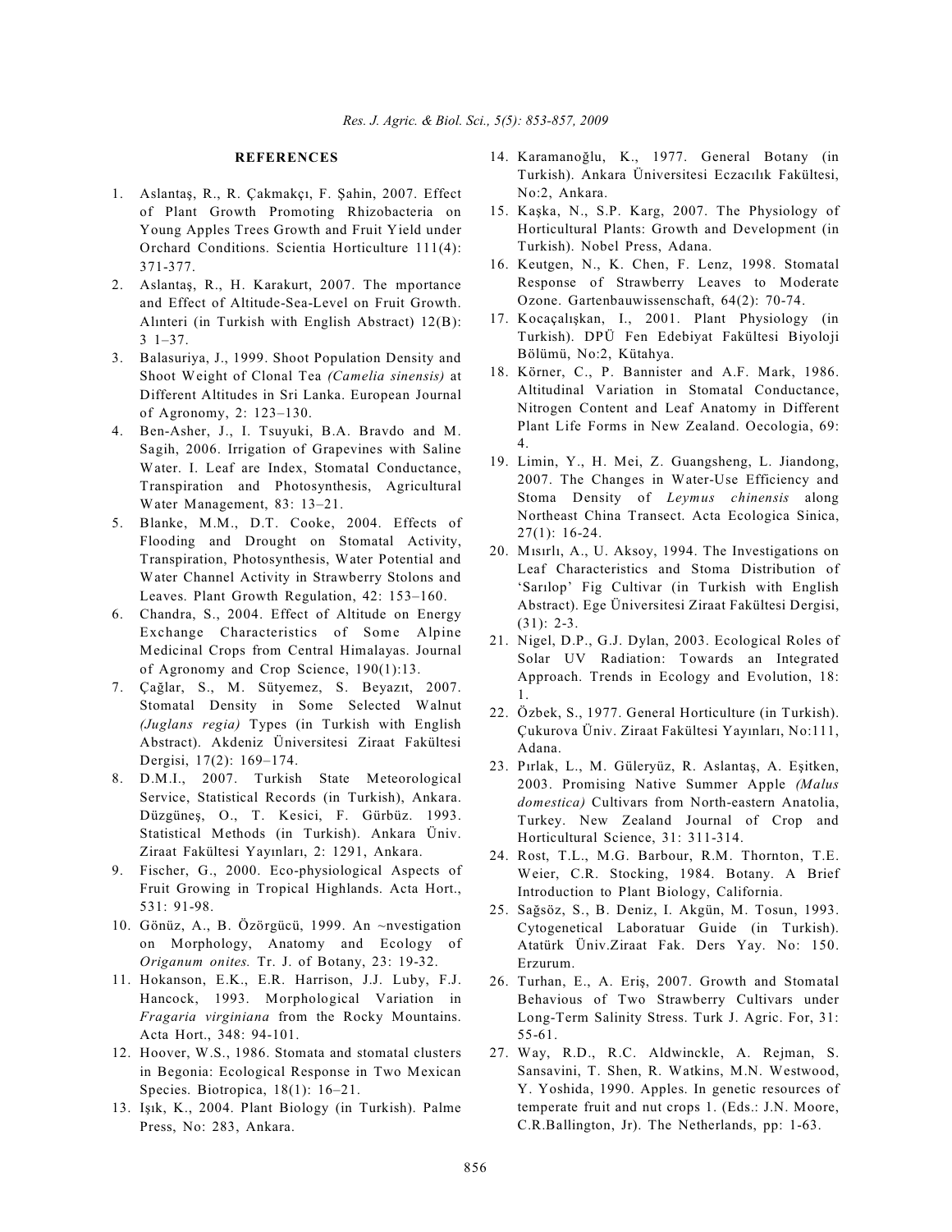## REFERENCES

1. Aslantaş, R., R. Çakmakçı, F. Şahin, 2007. Effect of Plant Growth Promoting Rhizobacteria on Young Apples Trees Growth and Fruit Yield under Orchard Conditions. Scientia Horticulture 111(4): 371-377.
2. Aslantaş, R., H. Karakurt, 2007. The mportance and Effect of Altitude-Sea-Level on Fruit Growth. Alınteri (in Turkish with English Abstract) 12(B): 3 1–37.
3. Balasuriya, J., 1999. Shoot Population Density and Shoot Weight of Clonal Tea *(Camelia sinensis)* at Different Altitudes in Sri Lanka. European Journal of Agronomy, 2: 123–130.
4. Ben-Asher, J., I. Tsuyuki, B.A. Bravdo and M. Sagih, 2006. Irrigation of Grapevines with Saline Water. I. Leaf are Index, Stomatal Conductance, Transpiration and Photosynthesis, Agricultural Water Management, 83: 13–21.
5. Blanke, M.M., D.T. Cooke, 2004. Effects of Flooding and Drought on Stomatal Activity, Transpiration, Photosynthesis, Water Potential and Water Channel Activity in Strawberry Stolons and Leaves. Plant Growth Regulation, 42: 153–160.
6. Chandra, S., 2004. Effect of Altitude on Energy Exchange Characteristics of Some Alpine Medicinal Crops from Central Himalayas. Journal of Agronomy and Crop Science, 190(1):13.
7. Çağlar, S., M. Sütyemez, S. Beyazıt, 2007. Stomatal Density in Some Selected Walnut *(Juglans regia)* Types (in Turkish with English Abstract). Akdeniz Üniversitesi Ziraat Fakültesi Dergisi, 17(2): 169–174.
8. D.M.I., 2007. Turkish State Meteorological Service, Statistical Records (in Turkish), Ankara. Düzgüneş, O., T. Kesici, F. Gürbüz. 1993. Statistical Methods (in Turkish). Ankara Üniv. Ziraat Fakültesi Yayınları, 2: 1291, Ankara.
9. Fischer, G., 2000. Eco-physiological Aspects of Fruit Growing in Tropical Highlands. Acta Hort., 531: 91-98.
10. Gönüz, A., B. Özörgücü, 1999. An ~nvestigation on Morphology, Anatomy and Ecology of *Origanum onites.* Tr. J. of Botany, 23: 19-32.
11. Hokanson, E.K., E.R. Harrison, J.J. Luby, F.J. Hancock, 1993. Morphological Variation in *Fragaria virginiana* from the Rocky Mountains. Acta Hort., 348: 94-101.
12. Hoover, W.S., 1986. Stomata and stomatal clusters in Begonia: Ecological Response in Two Mexican Species. Biotropica, 18(1): 16–21.
13. Işık, K., 2004. Plant Biology (in Turkish). Palme Press, No: 283, Ankara.
14. Karamanoğlu, K., 1977. General Botany (in Turkish). Ankara Üniversitesi Eczacılık Fakültesi, No:2, Ankara.
15. Kaşka, N., S.P. Karg, 2007. The Physiology of Horticultural Plants: Growth and Development (in Turkish). Nobel Press, Adana.
16. Keutgen, N., K. Chen, F. Lenz, 1998. Stomatal Response of Strawberry Leaves to Moderate Ozone. Gartenbauwissenschaft, 64(2): 70-74.
17. Kocaçalışkan, I., 2001. Plant Physiology (in Turkish). DPÜ Fen Edebiyat Fakültesi Biyoloji Bölümü, No:2, Kütahya.
18. Körner, C., P. Bannister and A.F. Mark, 1986. Altitudinal Variation in Stomatal Conductance, Nitrogen Content and Leaf Anatomy in Different Plant Life Forms in New Zealand. Oecologia, 69: 4.
19. Limin, Y., H. Mei, Z. Guangsheng, L. Jiandong, 2007. The Changes in Water-Use Efficiency and Stoma Density of *Leymus chinensis* along Northeast China Transect. Acta Ecologica Sinica, 27(1): 16-24.
20. Mısırlı, A., U. Aksoy, 1994. The Investigations on Leaf Characteristics and Stoma Distribution of 'Sarılop' Fig Cultivar (in Turkish with English Abstract). Ege Üniversitesi Ziraat Fakültesi Dergisi, (31): 2-3.
21. Nigel, D.P., G.J. Dylan, 2003. Ecological Roles of Solar UV Radiation: Towards an Integrated Approach. Trends in Ecology and Evolution, 18: 1.
22. Özbek, S., 1977. General Horticulture (in Turkish). Çukurova Üniv. Ziraat Fakültesi Yayınları, No:111, Adana.
23. Pırlak, L., M. Güleryüz, R. Aslantaş, A. Eşitken, 2003. Promising Native Summer Apple *(Malus domestica)* Cultivars from North-eastern Anatolia, Turkey. New Zealand Journal of Crop and Horticultural Science, 31: 311-314.
24. Rost, T.L., M.G. Barbour, R.M. Thornton, T.E. Weier, C.R. Stocking, 1984. Botany. A Brief Introduction to Plant Biology, California.
25. Sağsöz, S., B. Deniz, I. Akgün, M. Tosun, 1993. Cytogenetical Laboratuar Guide (in Turkish). Atatürk Üniv.Ziraat Fak. Ders Yay. No: 150. Erzurum.
26. Turhan, E., A. Eriş, 2007. Growth and Stomatal Behavious of Two Strawberry Cultivars under Long-Term Salinity Stress. Turk J. Agric. For, 31: 55-61.
27. Way, R.D., R.C. Aldwinckle, A. Rejman, S. Sansavini, T. Shen, R. Watkins, M.N. Westwood, Y. Yoshida, 1990. Apples. In genetic resources of temperate fruit and nut crops 1. (Eds.: J.N. Moore, C.R.Ballington, Jr). The Netherlands, pp: 1-63.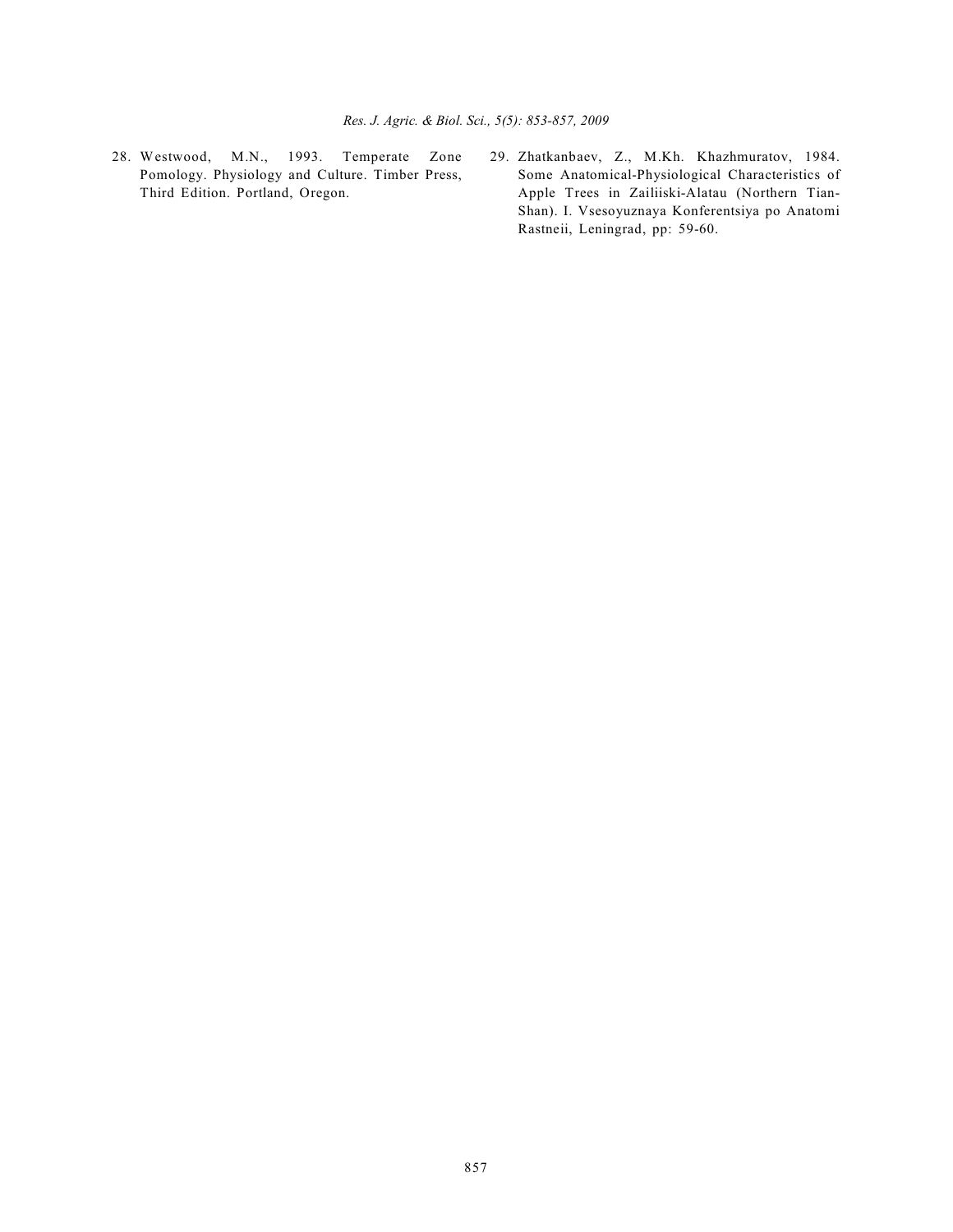28. Westwood, M.N., 1993. Temperate Zone Pomology. Physiology and Culture. Timber Press, Third Edition. Portland, Oregon.

29. Zhatkanbaev, Z., M.Kh. Khazhmuratov, 1984. Some Anatomical-Physiological Characteristics of Apple Trees in Zailiiski-Alatau (Northern Tian-Shan). I. Vsesoyuznaya Konferentsiya po Anatomi Rastneii, Leningrad, pp: 59-60.